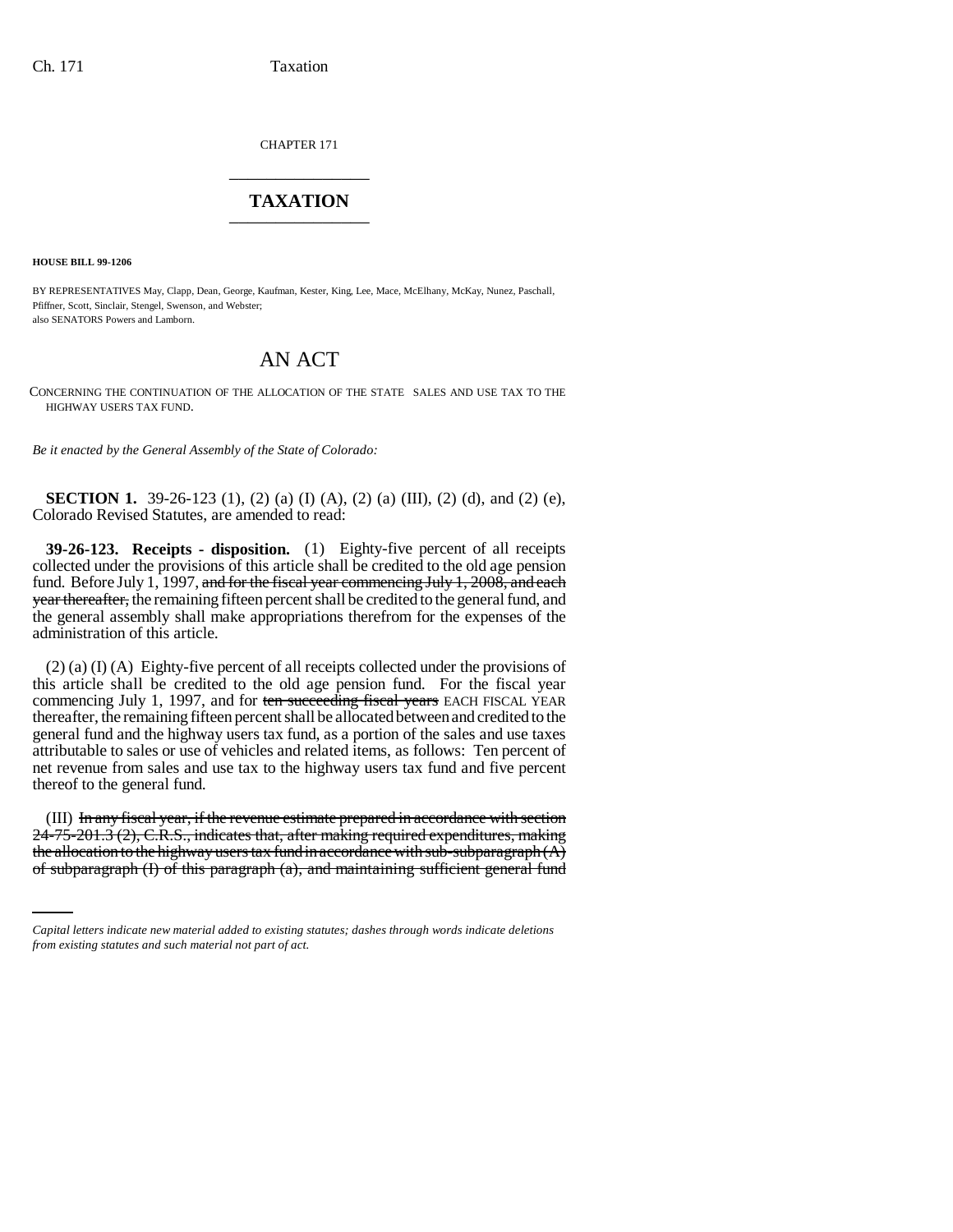CHAPTER 171

# TAXATION

**HOUSE BILL 99-1206**

BY REPRESENTATIVES May, Clapp, Dean, George, Kaufman, Kester, King, Lee, Mace, McElhany, McKay, Nunez, Paschall, Pfiffner, Scott, Sinclair, Stengel, Swenson, and Webster;
also SENATORS Powers and Lamborn.

## AN ACT

CONCERNING THE CONTINUATION OF THE ALLOCATION OF THE STATE SALES AND USE TAX TO THE HIGHWAY USERS TAX FUND.

*Be it enacted by the General Assembly of the State of Colorado:*

**SECTION 1.** 39-26-123 (1), (2) (a) (I) (A), (2) (a) (III), (2) (d), and (2) (e), Colorado Revised Statutes, are amended to read:

**39-26-123. Receipts - disposition.** (1) Eighty-five percent of all receipts collected under the provisions of this article shall be credited to the old age pension fund. Before July 1, 1997, ~~and for the fiscal year commencing July 1, 2008, and each year thereafter,~~ the remaining fifteen percent shall be credited to the general fund, and the general assembly shall make appropriations therefrom for the expenses of the administration of this article.

(2) (a) (I) (A) Eighty-five percent of all receipts collected under the provisions of this article shall be credited to the old age pension fund. For the fiscal year commencing July 1, 1997, and for ~~ten succeeding fiscal years~~ EACH FISCAL YEAR thereafter, the remaining fifteen percent shall be allocated between and credited to the general fund and the highway users tax fund, as a portion of the sales and use taxes attributable to sales or use of vehicles and related items, as follows: Ten percent of net revenue from sales and use tax to the highway users tax fund and five percent thereof to the general fund.

(III) ~~In any fiscal year, if the revenue estimate prepared in accordance with section 24-75-201.3 (2), C.R.S., indicates that, after making required expenditures, making the allocation to the highway users tax fund in accordance with sub-subparagraph (A) of subparagraph (I) of this paragraph (a), and maintaining sufficient general fund~~

*Capital letters indicate new material added to existing statutes; dashes through words indicate deletions from existing statutes and such material not part of act.*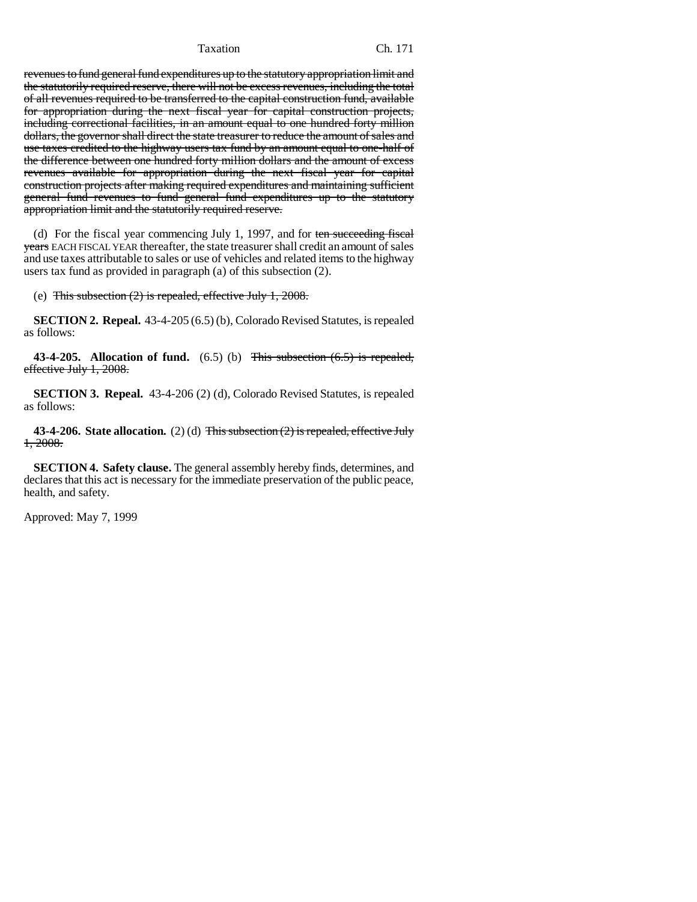revenues to fund general fund expenditures up to the statutory appropriation limit and the statutorily required reserve, there will not be excess revenues, including the total of all revenues required to be transferred to the capital construction fund, available for appropriation during the next fiscal year for capital construction projects, including correctional facilities, in an amount equal to one hundred forty million dollars, the governor shall direct the state treasurer to reduce the amount of sales and use taxes credited to the highway users tax fund by an amount equal to one-half of the difference between one hundred forty million dollars and the amount of excess revenues available for appropriation during the next fiscal year for capital construction projects after making required expenditures and maintaining sufficient general fund revenues to fund general fund expenditures up to the statutory appropriation limit and the statutorily required reserve.

(d) For the fiscal year commencing July 1, 1997, and for ten succeeding fiscal years EACH FISCAL YEAR thereafter, the state treasurer shall credit an amount of sales and use taxes attributable to sales or use of vehicles and related items to the highway users tax fund as provided in paragraph (a) of this subsection (2).

(e) This subsection (2) is repealed, effective July 1, 2008.

**SECTION 2. Repeal.** 43-4-205 (6.5) (b), Colorado Revised Statutes, is repealed as follows:

**43-4-205. Allocation of fund.** (6.5) (b) This subsection (6.5) is repealed, effective July 1, 2008.

**SECTION 3. Repeal.** 43-4-206 (2) (d), Colorado Revised Statutes, is repealed as follows:

**43-4-206. State allocation.** (2) (d) This subsection (2) is repealed, effective July 1, 2008.

**SECTION 4. Safety clause.** The general assembly hereby finds, determines, and declares that this act is necessary for the immediate preservation of the public peace, health, and safety.

Approved: May 7, 1999